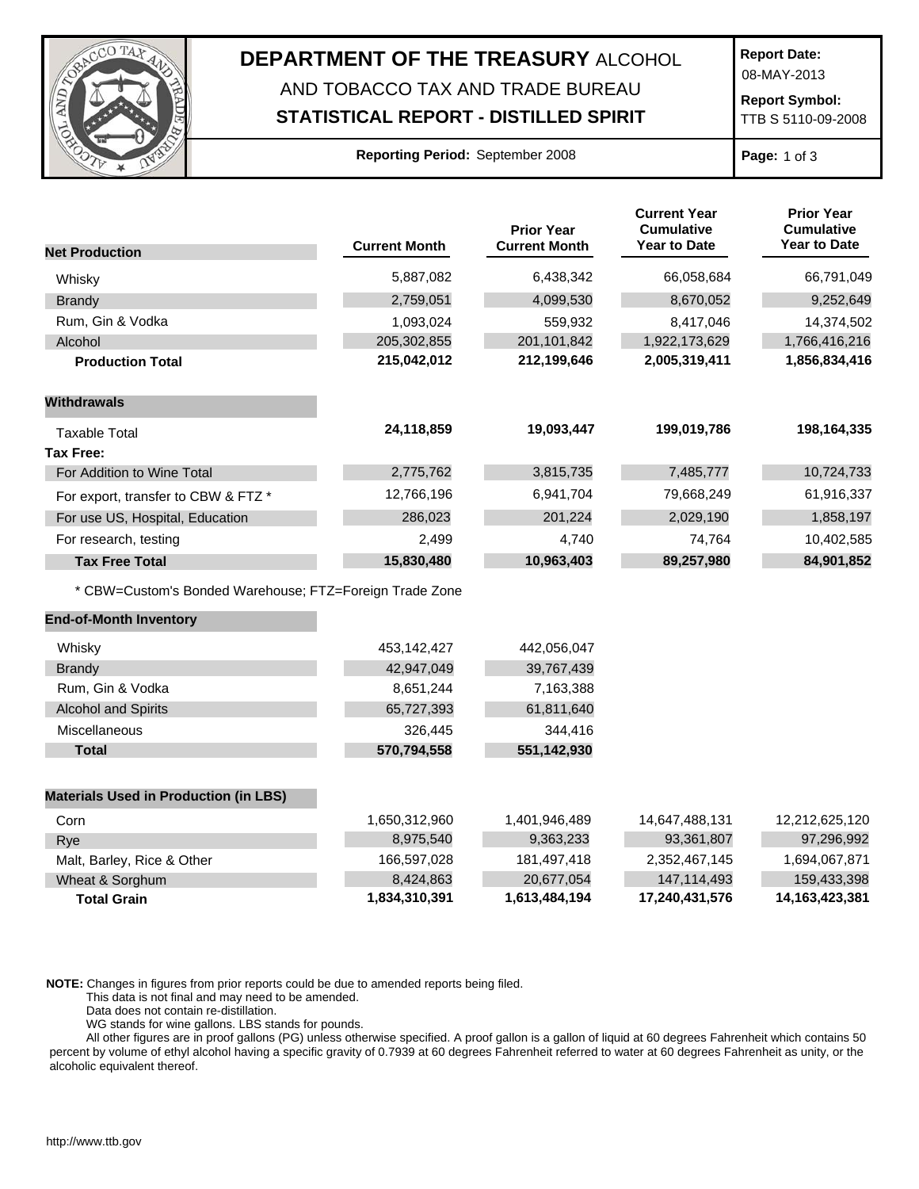# DEPARTMENT OF THE TREASURY ALCOHOL AND TOBACCO TAX AND TRADE BUREAU

## STATISTICAL REPORT - DISTILLED SPIRIT

**Report Date:** 08-MAY-2013

**Report Symbol:** TTB S 5110-09-2008

**Reporting Period:** September 2008

| **Net Production** | **Current Month** | **Prior Year Current Month** | **Current Year Cumulative Year to Date** | **Prior Year Cumulative Year to Date** |
|---|---|---|---|---|
| Whisky | 5,887,082 | 6,438,342 | 66,058,684 | 66,791,049 |
| Brandy | 2,759,051 | 4,099,530 | 8,670,052 | 9,252,649 |
| Rum, Gin & Vodka | 1,093,024 | 559,932 | 8,417,046 | 14,374,502 |
| Alcohol | 205,302,855 | 201,101,842 | 1,922,173,629 | 1,766,416,216 |
| **Production Total** | **215,042,012** | **212,199,646** | **2,005,319,411** | **1,856,834,416** |
| **Withdrawals** | | | | |
| Taxable Total | **24,118,859** | **19,093,447** | **199,019,786** | **198,164,335** |
| **Tax Free:** | | | | |
| For Addition to Wine Total | 2,775,762 | 3,815,735 | 7,485,777 | 10,724,733 |
| For export, transfer to CBW & FTZ * | 12,766,196 | 6,941,704 | 79,668,249 | 61,916,337 |
| For use US, Hospital, Education | 286,023 | 201,224 | 2,029,190 | 1,858,197 |
| For research, testing | 2,499 | 4,740 | 74,764 | 10,402,585 |
| **Tax Free Total** | **15,830,480** | **10,963,403** | **89,257,980** | **84,901,852** |

* CBW=Custom's Bonded Warehouse; FTZ=Foreign Trade Zone

| **End-of-Month Inventory** | **Current Month** | **Prior Year Current Month** |
|---|---|---|
| Whisky | 453,142,427 | 442,056,047 |
| Brandy | 42,947,049 | 39,767,439 |
| Rum, Gin & Vodka | 8,651,244 | 7,163,388 |
| Alcohol and Spirits | 65,727,393 | 61,811,640 |
| Miscellaneous | 326,445 | 344,416 |
| **Total** | **570,794,558** | **551,142,930** |

| **Materials Used in Production (in LBS)** | **Current Month** | **Prior Year Current Month** | **Current Year Cumulative Year to Date** | **Prior Year Cumulative Year to Date** |
|---|---|---|---|---|
| Corn | 1,650,312,960 | 1,401,946,489 | 14,647,488,131 | 12,212,625,120 |
| Rye | 8,975,540 | 9,363,233 | 93,361,807 | 97,296,992 |
| Malt, Barley, Rice & Other | 166,597,028 | 181,497,418 | 2,352,467,145 | 1,694,067,871 |
| Wheat & Sorghum | 8,424,863 | 20,677,054 | 147,114,493 | 159,433,398 |
| **Total Grain** | **1,834,310,391** | **1,613,484,194** | **17,240,431,576** | **14,163,423,381** |

**NOTE:** Changes in figures from prior reports could be due to amended reports being filed.
This data is not final and may need to be amended.
Data does not contain re-distillation.
WG stands for wine gallons. LBS stands for pounds.
All other figures are in proof gallons (PG) unless otherwise specified. A proof gallon is a gallon of liquid at 60 degrees Fahrenheit which contains 50 percent by volume of ethyl alcohol having a specific gravity of 0.7939 at 60 degrees Fahrenheit referred to water at 60 degrees Fahrenheit as unity, or the alcoholic equivalent thereof.

http://www.ttb.gov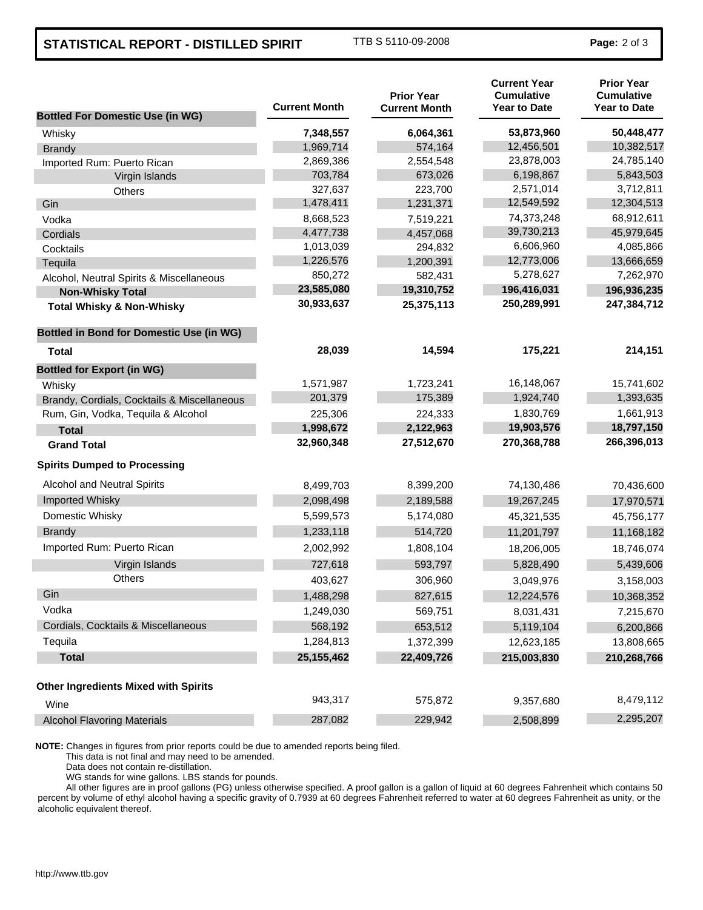## STATISTICAL REPORT - DISTILLED SPIRIT

TTB S 5110-09-2008

| | Current Month | Prior Year Current Month | Current Year Cumulative Year to Date | Prior Year Cumulative Year to Date |
|---|---|---|---|---|
| **Bottled For Domestic Use (in WG)** | | | | |
| Whisky | **7,348,557** | **6,064,361** | **53,873,960** | **50,448,477** |
| Brandy | 1,969,714 | 574,164 | 12,456,501 | 10,382,517 |
| Imported Rum: Puerto Rican | 2,869,386 | 2,554,548 | 23,878,003 | 24,785,140 |
| Virgin Islands | 703,784 | 673,026 | 6,198,867 | 5,843,503 |
| Others | 327,637 | 223,700 | 2,571,014 | 3,712,811 |
| Gin | 1,478,411 | 1,231,371 | 12,549,592 | 12,304,513 |
| Vodka | 8,668,523 | 7,519,221 | 74,373,248 | 68,912,611 |
| Cordials | 4,477,738 | 4,457,068 | 39,730,213 | 45,979,645 |
| Cocktails | 1,013,039 | 294,832 | 6,606,960 | 4,085,866 |
| Tequila | 1,226,576 | 1,200,391 | 12,773,006 | 13,666,659 |
| Alcohol, Neutral Spirits & Miscellaneous | 850,272 | 582,431 | 5,278,627 | 7,262,970 |
| **Non-Whisky Total** | **23,585,080** | **19,310,752** | **196,416,031** | **196,936,235** |
| **Total Whisky & Non-Whisky** | **30,933,637** | **25,375,113** | **250,289,991** | **247,384,712** |
| **Bottled in Bond for Domestic Use (in WG)** | | | | |
| **Total** | **28,039** | **14,594** | **175,221** | **214,151** |
| **Bottled for Export (in WG)** | | | | |
| Whisky | 1,571,987 | 1,723,241 | 16,148,067 | 15,741,602 |
| Brandy, Cordials, Cocktails & Miscellaneous | 201,379 | 175,389 | 1,924,740 | 1,393,635 |
| Rum, Gin, Vodka, Tequila & Alcohol | 225,306 | 224,333 | 1,830,769 | 1,661,913 |
| **Total** | **1,998,672** | **2,122,963** | **19,903,576** | **18,797,150** |
| **Grand Total** | **32,960,348** | **27,512,670** | **270,368,788** | **266,396,013** |
| **Spirits Dumped to Processing** | | | | |
| Alcohol and Neutral Spirits | 8,499,703 | 8,399,200 | 74,130,486 | 70,436,600 |
| Imported Whisky | 2,098,498 | 2,189,588 | 19,267,245 | 17,970,571 |
| Domestic Whisky | 5,599,573 | 5,174,080 | 45,321,535 | 45,756,177 |
| Brandy | 1,233,118 | 514,720 | 11,201,797 | 11,168,182 |
| Imported Rum: Puerto Rican | 2,002,992 | 1,808,104 | 18,206,005 | 18,746,074 |
| Virgin Islands | 727,618 | 593,797 | 5,828,490 | 5,439,606 |
| Others | 403,627 | 306,960 | 3,049,976 | 3,158,003 |
| Gin | 1,488,298 | 827,615 | 12,224,576 | 10,368,352 |
| Vodka | 1,249,030 | 569,751 | 8,031,431 | 7,215,670 |
| Cordials, Cocktails & Miscellaneous | 568,192 | 653,512 | 5,119,104 | 6,200,866 |
| Tequila | 1,284,813 | 1,372,399 | 12,623,185 | 13,808,665 |
| **Total** | **25,155,462** | **22,409,726** | **215,003,830** | **210,268,766** |
| **Other Ingredients Mixed with Spirits** | | | | |
| Wine | 943,317 | 575,872 | 9,357,680 | 8,479,112 |
| Alcohol Flavoring Materials | 287,082 | 229,942 | 2,508,899 | 2,295,207 |

**NOTE:** Changes in figures from prior reports could be due to amended reports being filed.
This data is not final and may need to be amended.
Data does not contain re-distillation.
WG stands for wine gallons. LBS stands for pounds.
All other figures are in proof gallons (PG) unless otherwise specified. A proof gallon is a gallon of liquid at 60 degrees Fahrenheit which contains 50 percent by volume of ethyl alcohol having a specific gravity of 0.7939 at 60 degrees Fahrenheit referred to water at 60 degrees Fahrenheit as unity, or the alcoholic equivalent thereof.

http://www.ttb.gov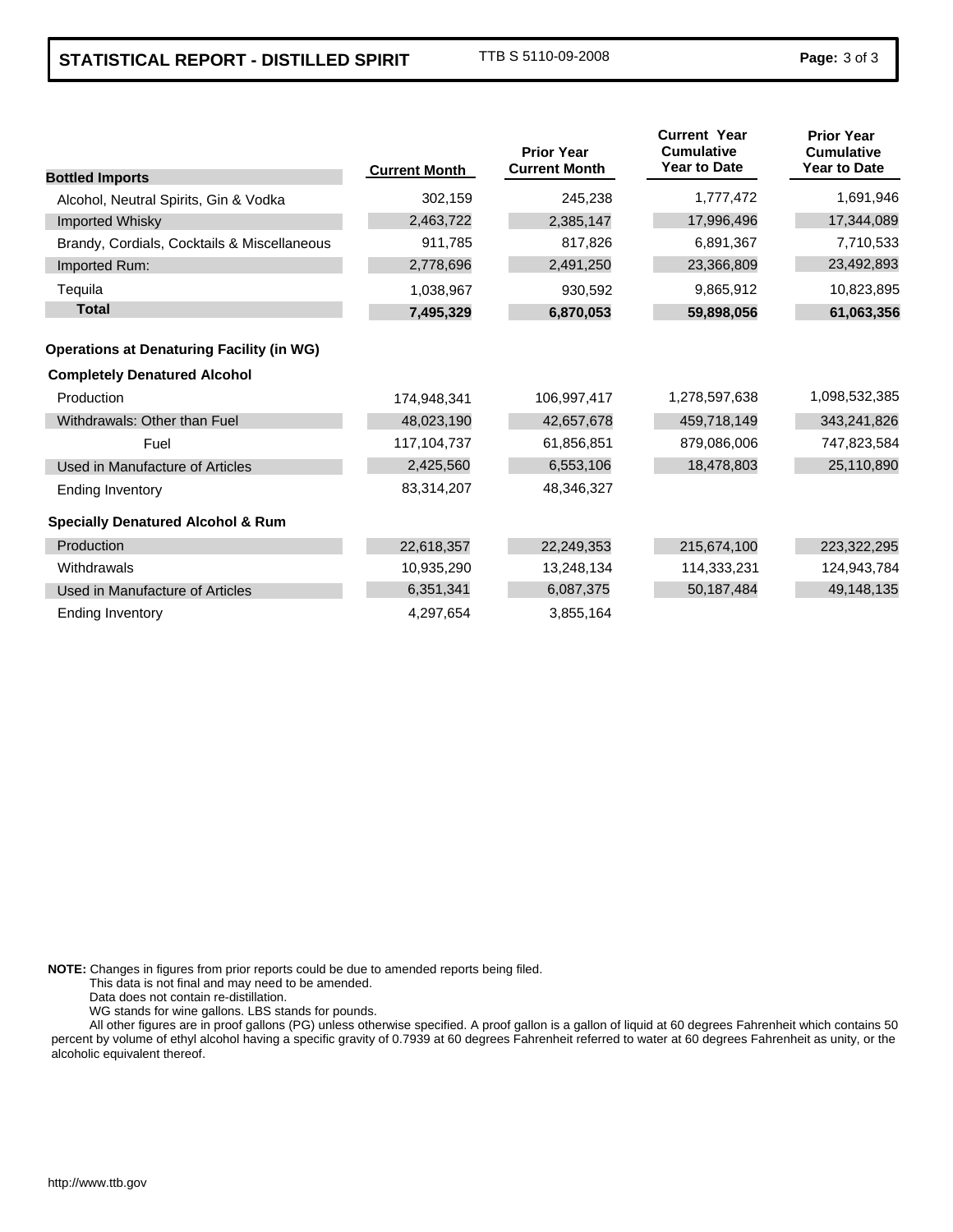# STATISTICAL REPORT - DISTILLED SPIRIT

TTB S 5110-09-2008

| Bottled Imports | Current Month | Prior Year Current Month | Current Year Cumulative Year to Date | Prior Year Cumulative Year to Date |
|---|---|---|---|---|
| Alcohol, Neutral Spirits, Gin & Vodka | 302,159 | 245,238 | 1,777,472 | 1,691,946 |
| Imported Whisky | 2,463,722 | 2,385,147 | 17,996,496 | 17,344,089 |
| Brandy, Cordials, Cocktails & Miscellaneous | 911,785 | 817,826 | 6,891,367 | 7,710,533 |
| Imported Rum: | 2,778,696 | 2,491,250 | 23,366,809 | 23,492,893 |
| Tequila | 1,038,967 | 930,592 | 9,865,912 | 10,823,895 |
| **Total** | **7,495,329** | **6,870,053** | **59,898,056** | **61,063,356** |
| **Operations at Denaturing Facility (in WG)** | | | | |
| **Completely Denatured Alcohol** | | | | |
| Production | 174,948,341 | 106,997,417 | 1,278,597,638 | 1,098,532,385 |
| Withdrawals: Other than Fuel | 48,023,190 | 42,657,678 | 459,718,149 | 343,241,826 |
| Fuel | 117,104,737 | 61,856,851 | 879,086,006 | 747,823,584 |
| Used in Manufacture of Articles | 2,425,560 | 6,553,106 | 18,478,803 | 25,110,890 |
| Ending Inventory | 83,314,207 | 48,346,327 | | |
| **Specially Denatured Alcohol & Rum** | | | | |
| Production | 22,618,357 | 22,249,353 | 215,674,100 | 223,322,295 |
| Withdrawals | 10,935,290 | 13,248,134 | 114,333,231 | 124,943,784 |
| Used in Manufacture of Articles | 6,351,341 | 6,087,375 | 50,187,484 | 49,148,135 |
| Ending Inventory | 4,297,654 | 3,855,164 | | |

**NOTE:** Changes in figures from prior reports could be due to amended reports being filed.
This data is not final and may need to be amended.
Data does not contain re-distillation.
WG stands for wine gallons. LBS stands for pounds.
All other figures are in proof gallons (PG) unless otherwise specified. A proof gallon is a gallon of liquid at 60 degrees Fahrenheit which contains 50 percent by volume of ethyl alcohol having a specific gravity of 0.7939 at 60 degrees Fahrenheit referred to water at 60 degrees Fahrenheit as unity, or the alcoholic equivalent thereof.

http://www.ttb.gov